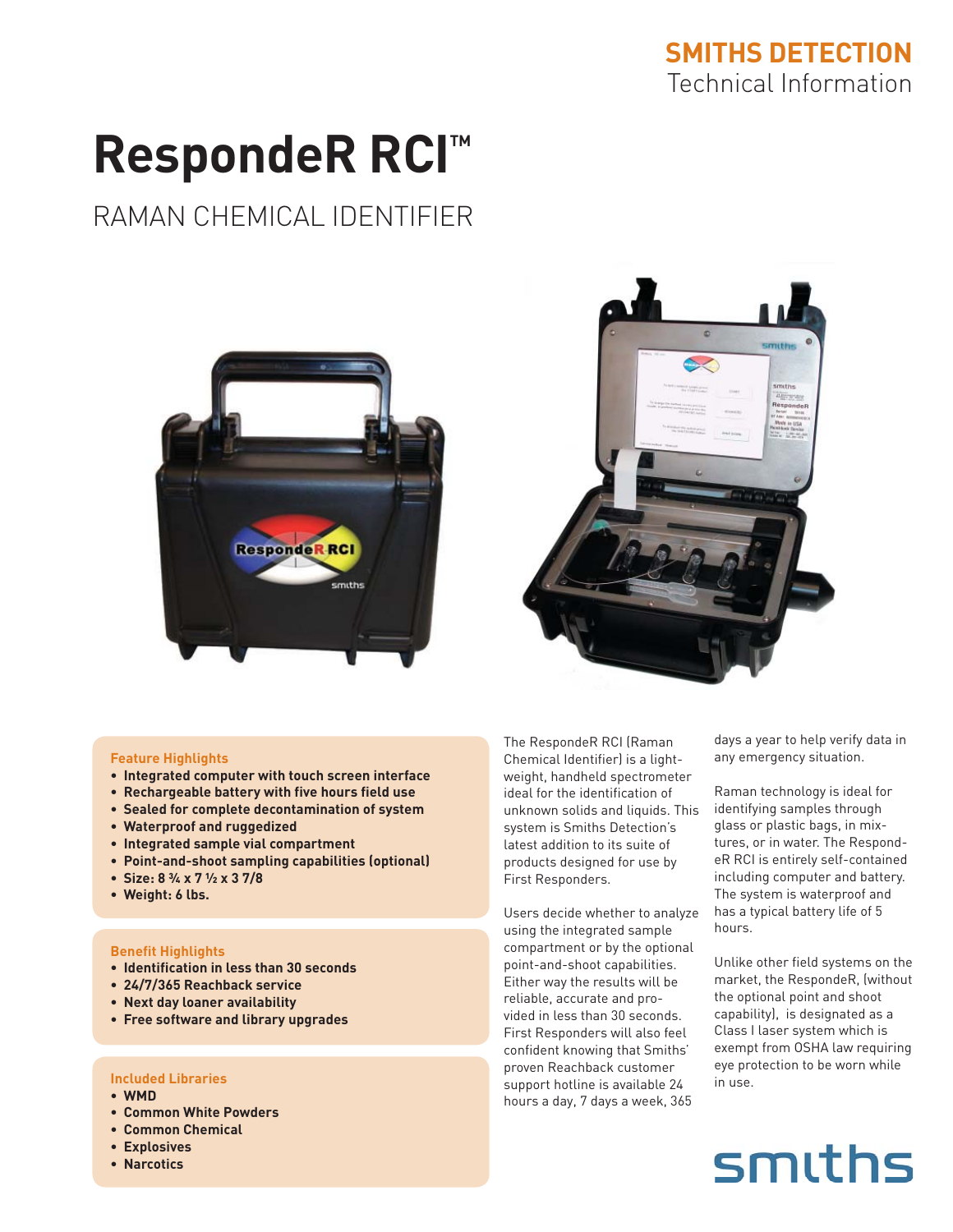**SMITHS DETECTION**
Technical Information

# RespondeR RCI™

## RAMAN CHEMICAL IDENTIFIER

### Feature Highlights

- **Integrated computer with touch screen interface**
- **Rechargeable battery with five hours field use**
- **Sealed for complete decontamination of system**
- **Waterproof and ruggedized**
- **Integrated sample vial compartment**
- **Point-and-shoot sampling capabilities (optional)**
- **Size: 8 ¾ x 7 ½ x 3 7/8**
- **Weight: 6 lbs.**

### Benefit Highlights

- **Identification in less than 30 seconds**
- **24/7/365 Reachback service**
- **Next day loaner availability**
- **Free software and library upgrades**

### Included Libraries

- **WMD**
- **Common White Powders**
- **Common Chemical**
- **Explosives**
- **Narcotics**

The RespondeR RCI (Raman Chemical Identifier) is a lightweight, handheld spectrometer ideal for the identification of unknown solids and liquids. This system is Smiths Detection's latest addition to its suite of products designed for use by First Responders.

Users decide whether to analyze using the integrated sample compartment or by the optional point-and-shoot capabilities. Either way the results will be reliable, accurate and provided in less than 30 seconds. First Responders will also feel confident knowing that Smiths' proven Reachback customer support hotline is available 24 hours a day, 7 days a week, 365 days a year to help verify data in any emergency situation.

Raman technology is ideal for identifying samples through glass or plastic bags, in mixtures, or in water. The ResponderR RCI is entirely self-contained including computer and battery. The system is waterproof and has a typical battery life of 5 hours.

Unlike other field systems on the market, the ResponderR, (without the optional point and shoot capability), is designated as a Class I laser system which is exempt from OSHA law requiring eye protection to be worn while in use.

smiths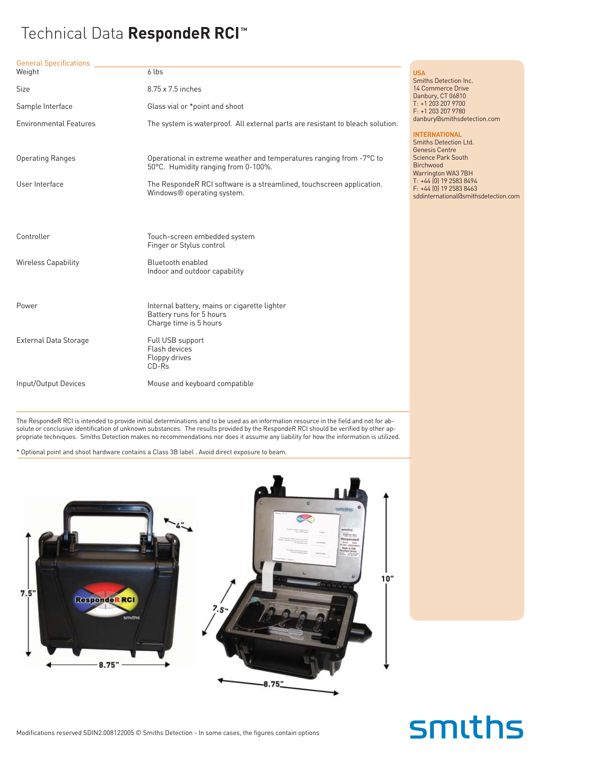# Technical Data **ResponderR RCI™**

## General Specifications

| | |
|---|---|
| Weight | 6 lbs |
| Size | 8.75 x 7.5 inches |
| Sample Interface | Glass vial or *point and shoot |
| Environmental Features | The system is waterproof. All external parts are resistant to bleach solution. |
| Operating Ranges | Operational in extreme weather and temperatures ranging from -7°C to 50°C. Humidity ranging from 0-100%. |
| User Interface | The RespondeR RCI software is a streamlined, touchscreen application. Windows® operating system. |
| Controller | Touch-screen embedded system<br>Finger or Stylus control |
| Wireless Capability | Bluetooth enabled<br>Indoor and outdoor capability |
| Power | Internal battery, mains or cigarette lighter<br>Battery runs for 5 hours<br>Charge time is 5 hours |
| External Data Storage | Full USB support<br>Flash devices<br>Floppy drives<br>CD-Rs |
| Input/Output Devices | Mouse and keyboard compatible |

The RespondeR RCI is intended to provide initial determinations and to be used as an information resource in the field and not for absolute or conclusive identification of unknown substances. The results provided by the RespondeR RCI should be verified by other appropriate techniques. Smiths Detection makes no recommendations nor does it assume any liability for how the information is utilized.

* Optional point and shoot hardware contains a Class 3B label . Avoid direct exposure to beam.

7.5"
8.75"
4"
7.5"
10"
8.75"

**USA**
Smiths Detection Inc.
14 Commerce Drive
Danbury, CT 06810
T: +1 203 207 9700
F: +1 203 207 9780
danbury@smithsdetection.com

**INTERNATIONAL**
Smiths Detection Ltd.
Genesis Centre
Science Park South
Birchwood
Warrington WA3 7BH
T: +44 (0) 19 2583 8494
F: +44 (0) 19 2583 8463
sddinternational@smithsdetection.com

Modifications reserved SDIN2.008122005 © Smiths Detection - In some cases, the figures contain options

smiths